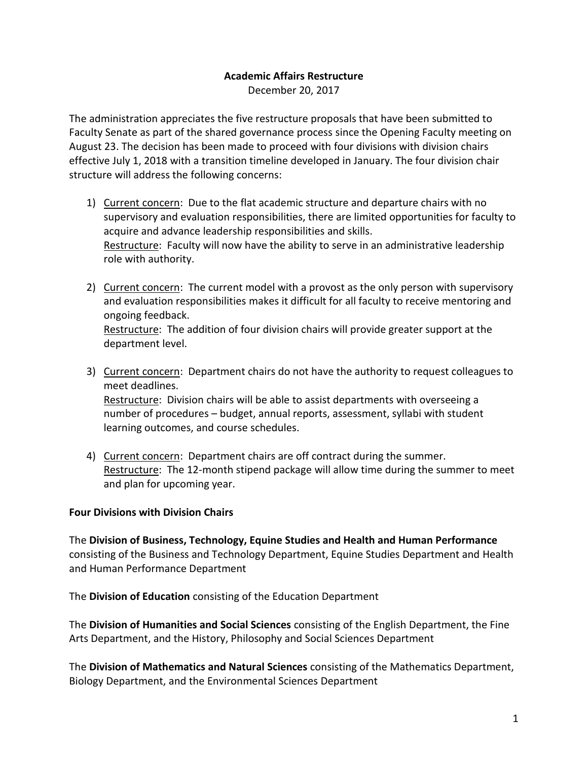# Academic Affairs Restructure

December 20, 2017

The administration appreciates the five restructure proposals that have been submitted to Faculty Senate as part of the shared governance process since the Opening Faculty meeting on August 23. The decision has been made to proceed with four divisions with division chairs effective July 1, 2018 with a transition timeline developed in January. The four division chair structure will address the following concerns:

1) Current concern: Due to the flat academic structure and departure chairs with no supervisory and evaluation responsibilities, there are limited opportunities for faculty to acquire and advance leadership responsibilities and skills.
   Restructure: Faculty will now have the ability to serve in an administrative leadership role with authority.

2) Current concern: The current model with a provost as the only person with supervisory and evaluation responsibilities makes it difficult for all faculty to receive mentoring and ongoing feedback.
   Restructure: The addition of four division chairs will provide greater support at the department level.

3) Current concern: Department chairs do not have the authority to request colleagues to meet deadlines.
   Restructure: Division chairs will be able to assist departments with overseeing a number of procedures – budget, annual reports, assessment, syllabi with student learning outcomes, and course schedules.

4) Current concern: Department chairs are off contract during the summer.
   Restructure: The 12-month stipend package will allow time during the summer to meet and plan for upcoming year.

## Four Divisions with Division Chairs

The **Division of Business, Technology, Equine Studies and Health and Human Performance** consisting of the Business and Technology Department, Equine Studies Department and Health and Human Performance Department

The **Division of Education** consisting of the Education Department

The **Division of Humanities and Social Sciences** consisting of the English Department, the Fine Arts Department, and the History, Philosophy and Social Sciences Department

The **Division of Mathematics and Natural Sciences** consisting of the Mathematics Department, Biology Department, and the Environmental Sciences Department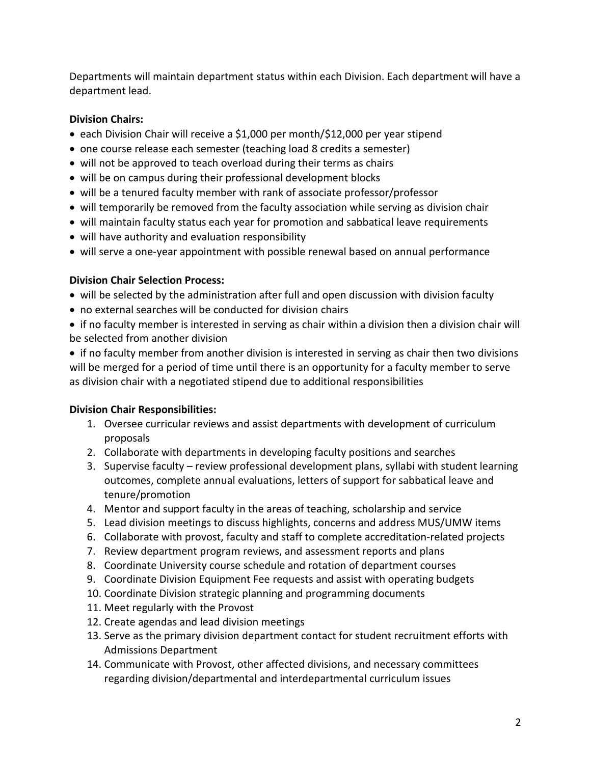Departments will maintain department status within each Division. Each department will have a department lead.

**Division Chairs:**

- each Division Chair will receive a $1,000 per month/$12,000 per year stipend
- one course release each semester (teaching load 8 credits a semester)
- will not be approved to teach overload during their terms as chairs
- will be on campus during their professional development blocks
- will be a tenured faculty member with rank of associate professor/professor
- will temporarily be removed from the faculty association while serving as division chair
- will maintain faculty status each year for promotion and sabbatical leave requirements
- will have authority and evaluation responsibility
- will serve a one-year appointment with possible renewal based on annual performance

**Division Chair Selection Process:**

- will be selected by the administration after full and open discussion with division faculty
- no external searches will be conducted for division chairs
- if no faculty member is interested in serving as chair within a division then a division chair will be selected from another division
- if no faculty member from another division is interested in serving as chair then two divisions will be merged for a period of time until there is an opportunity for a faculty member to serve as division chair with a negotiated stipend due to additional responsibilities

**Division Chair Responsibilities:**

1. Oversee curricular reviews and assist departments with development of curriculum proposals
2. Collaborate with departments in developing faculty positions and searches
3. Supervise faculty – review professional development plans, syllabi with student learning outcomes, complete annual evaluations, letters of support for sabbatical leave and tenure/promotion
4. Mentor and support faculty in the areas of teaching, scholarship and service
5. Lead division meetings to discuss highlights, concerns and address MUS/UMW items
6. Collaborate with provost, faculty and staff to complete accreditation-related projects
7. Review department program reviews, and assessment reports and plans
8. Coordinate University course schedule and rotation of department courses
9. Coordinate Division Equipment Fee requests and assist with operating budgets
10. Coordinate Division strategic planning and programming documents
11. Meet regularly with the Provost
12. Create agendas and lead division meetings
13. Serve as the primary division department contact for student recruitment efforts with Admissions Department
14. Communicate with Provost, other affected divisions, and necessary committees regarding division/departmental and interdepartmental curriculum issues